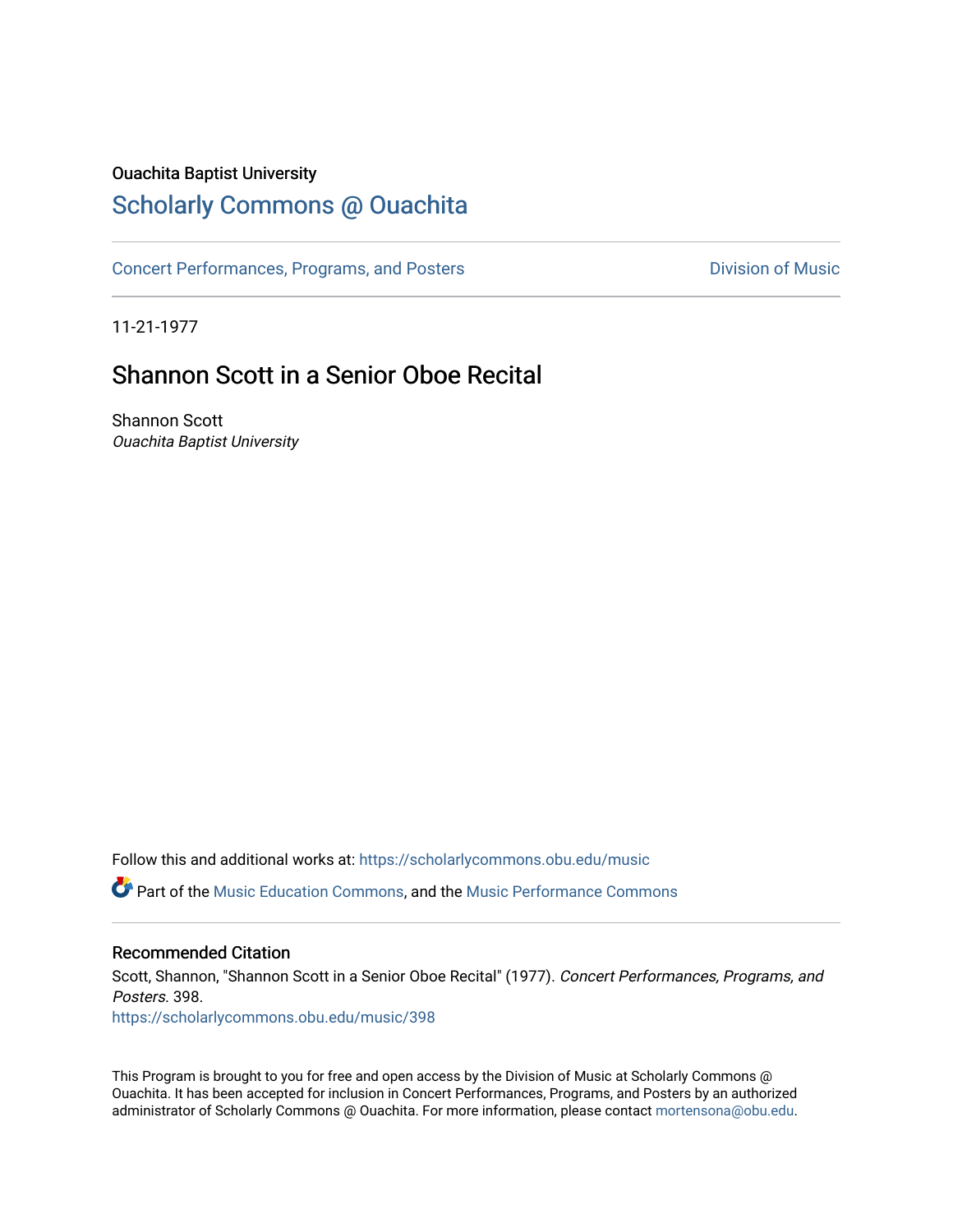Ouachita Baptist University

## Scholarly Commons @ Ouachita

Concert Performances, Programs, and Posters

Division of Music

11-21-1977

# Shannon Scott in a Senior Oboe Recital

Shannon Scott

*Ouachita Baptist University*

Follow this and additional works at: https://scholarlycommons.obu.edu/music

Part of the Music Education Commons, and the Music Performance Commons

### Recommended Citation

Scott, Shannon, "Shannon Scott in a Senior Oboe Recital" (1977). *Concert Performances, Programs, and Posters*. 398.

https://scholarlycommons.obu.edu/music/398

This Program is brought to you for free and open access by the Division of Music at Scholarly Commons @ Ouachita. It has been accepted for inclusion in Concert Performances, Programs, and Posters by an authorized administrator of Scholarly Commons @ Ouachita. For more information, please contact mortensona@obu.edu.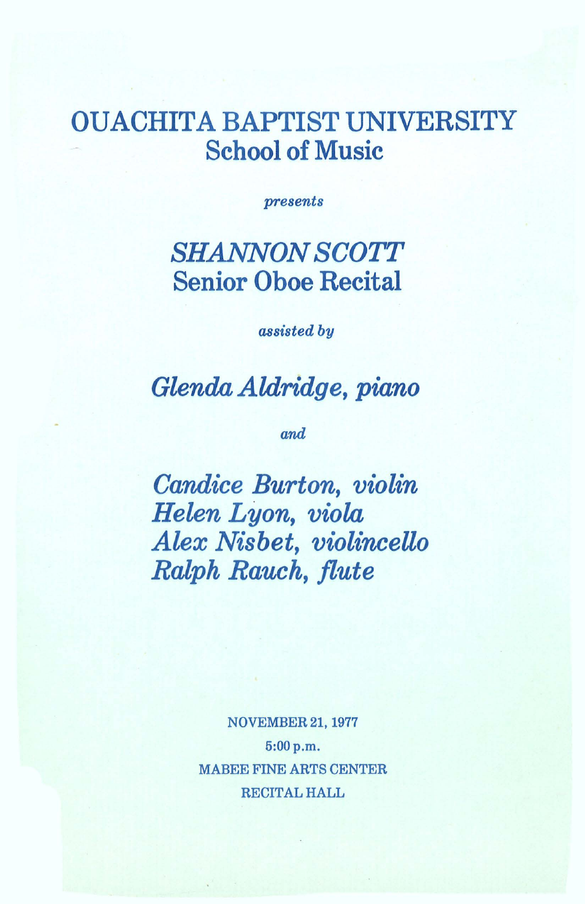# OUACHITA BAPTIST UNIVERSITY
## School of Music

*presents*

## *SHANNON SCOTT*
## Senior Oboe Recital

*assisted by*

### *Glenda Aldridge, piano*

*and*

*Candice Burton, violin*
*Helen Lyon, viola*
*Alex Nisbet, violincello*
*Ralph Rauch, flute*

NOVEMBER 21, 1977
5:00 p.m.
MABEE FINE ARTS CENTER
RECITAL HALL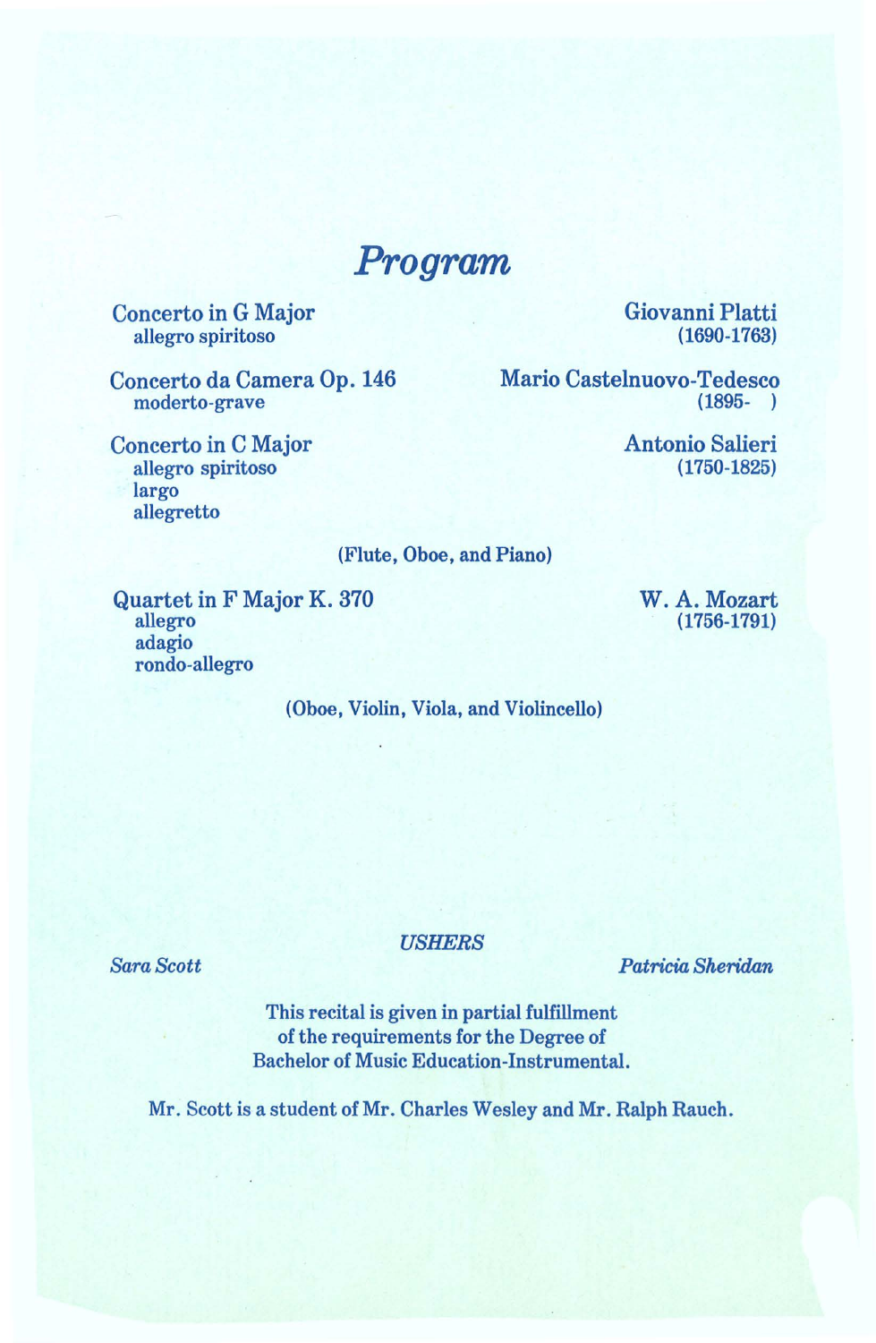# *Program*

Concerto in G Major
allegro spiritoso

Giovanni Platti
(1690-1763)

Concerto da Camera Op. 146
moderto-grave

Mario Castelnuovo-Tedesco
(1895- )

Concerto in C Major
allegro spiritoso
largo
allegretto

Antonio Salieri
(1750-1825)

(Flute, Oboe, and Piano)

Quartet in F Major K. 370
allegro
adagio
rondo-allegro

W. A. Mozart
(1756-1791)

(Oboe, Violin, Viola, and Violincello)

*USHERS*

*Sara Scott*

*Patricia Sheridan*

This recital is given in partial fulfillment
of the requirements for the Degree of
Bachelor of Music Education-Instrumental.

Mr. Scott is a student of Mr. Charles Wesley and Mr. Ralph Rauch.